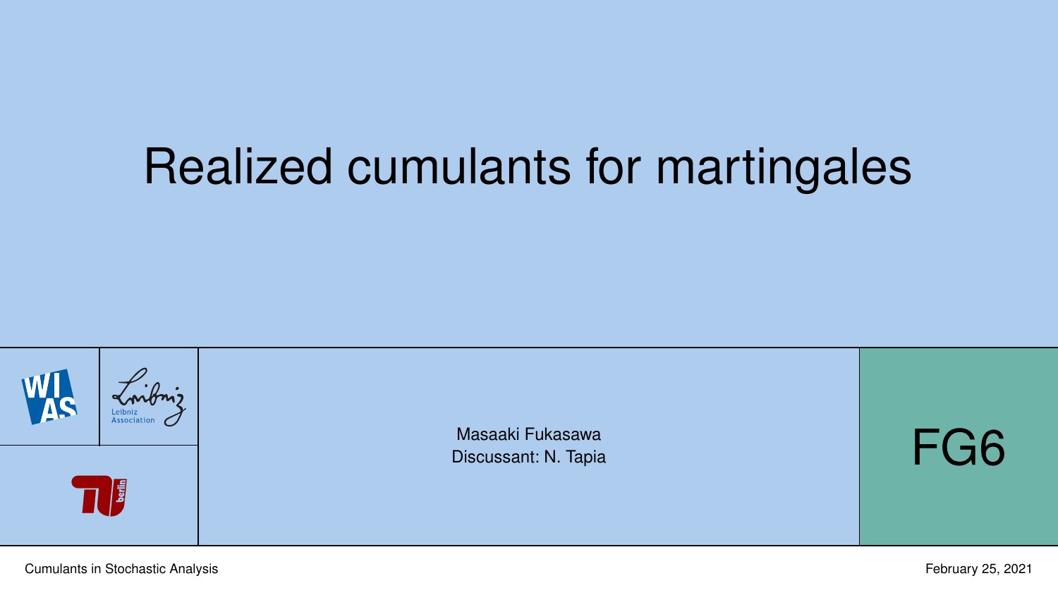# Realized cumulants for martingales

Masaaki Fukasawa
Discussant: N. Tapia

FG6

Cumulants in Stochastic Analysis

February 25, 2021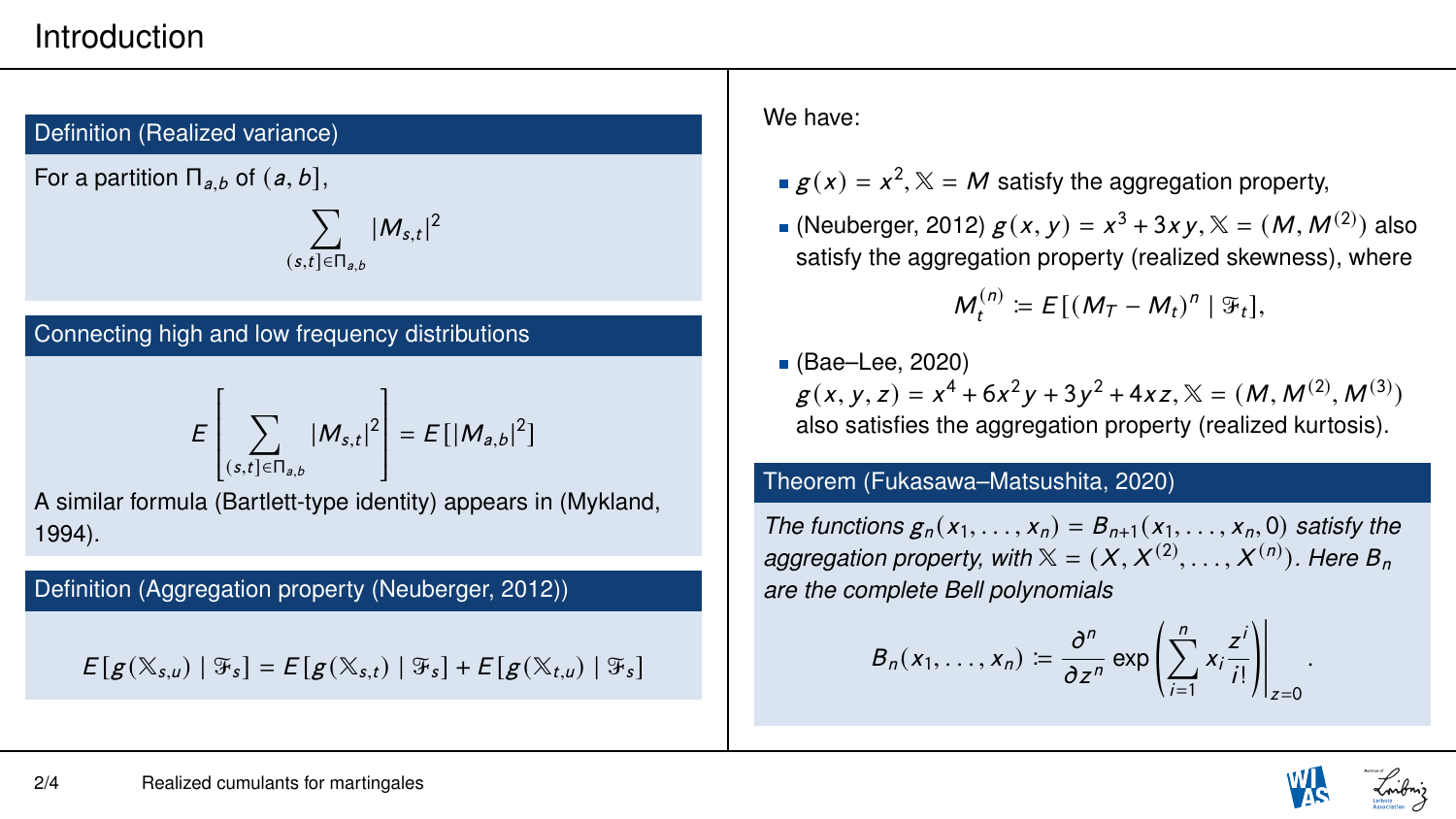# Introduction

### Definition (Realized variance)

For a partition $\Pi_{a,b}$ of $(a, b]$,

$$\sum_{(s,t]\in\Pi_{a,b}} |M_{s,t}|^2$$

### Connecting high and low frequency distributions

$$E\left[\sum_{(s,t]\in\Pi_{a,b}} |M_{s,t}|^2\right] = E[|M_{a,b}|^2]$$

A similar formula (Bartlett-type identity) appears in (Mykland, 1994).

### Definition (Aggregation property (Neuberger, 2012))

$$E[g(\mathbb{X}_{s,u}) \mid \mathcal{F}_s] = E[g(\mathbb{X}_{s,t}) \mid \mathcal{F}_s] + E[g(\mathbb{X}_{t,u}) \mid \mathcal{F}_s]$$

We have:

- $g(x) = x^2, \mathbb{X} = M$ satisfy the aggregation property,
- (Neuberger, 2012) $g(x, y) = x^3 + 3xy, \mathbb{X} = (M, M^{(2)})$ also satisfy the aggregation property (realized skewness), where

$$M_t^{(n)} := E[(M_T - M_t)^n \mid \mathcal{F}_t],$$

- (Bae–Lee, 2020) $g(x, y, z) = x^4 + 6x^2y + 3y^2 + 4xz, \mathbb{X} = (M, M^{(2)}, M^{(3)})$ also satisfies the aggregation property (realized kurtosis).

### Theorem (Fukasawa–Matsushita, 2020)

*The functions $g_n(x_1, \dots, x_n) = B_{n+1}(x_1, \dots, x_n, 0)$ satisfy the aggregation property, with $\mathbb{X} = (X, X^{(2)}, \dots, X^{(n)})$. Here $B_n$ are the complete Bell polynomials*

$$B_n(x_1, \dots, x_n) := \frac{\partial^n}{\partial z^n} \exp\left(\sum_{i=1}^n x_i \frac{z^i}{i!}\right)\Bigg|_{z=0}.$$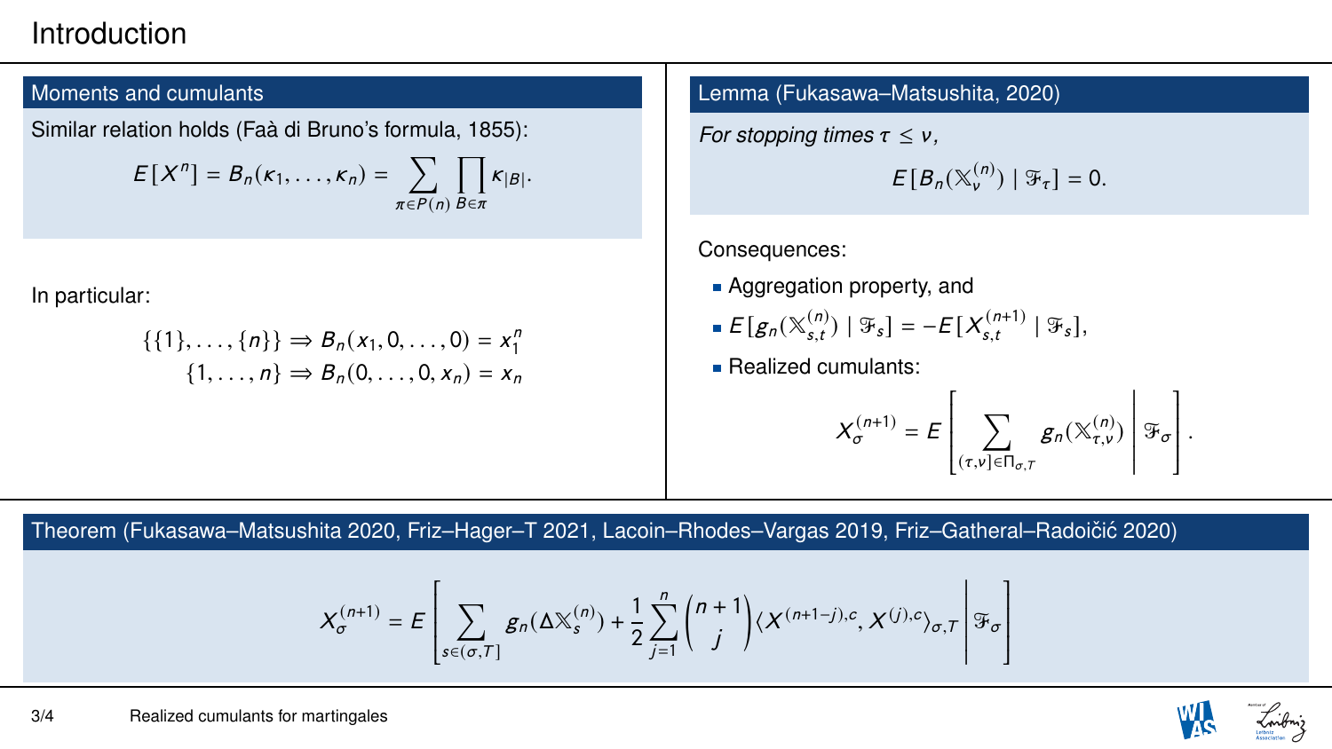# Introduction

### Moments and cumulants

Similar relation holds (Faà di Bruno's formula, 1855):

$$E[X^n] = B_n(\kappa_1, \dots, \kappa_n) = \sum_{\pi \in P(n)} \prod_{B \in \pi} \kappa_{|B|}.$$

In particular:

$$\{\{1\}, \dots, \{n\}\} \Rightarrow B_n(x_1, 0, \dots, 0) = x_1^n$$
$$\{1, \dots, n\} \Rightarrow B_n(0, \dots, 0, x_n) = x_n$$

### Lemma (Fukasawa–Matsushita, 2020)

*For stopping times $\tau \leq \nu$,*

$$E[B_n(\mathbb{X}_\nu^{(n)}) \mid \mathfrak{F}_\tau] = 0.$$

Consequences:

- Aggregation property, and
- $E[g_n(\mathbb{X}_{s,t}^{(n)}) \mid \mathfrak{F}_s] = -E[X_{s,t}^{(n+1)} \mid \mathfrak{F}_s]$,
- Realized cumulants:

$$X_\sigma^{(n+1)} = E\left[ \sum_{(\tau,\nu] \in \Pi_{\sigma,T}} g_n(\mathbb{X}_{\tau,\nu}^{(n)}) \,\middle|\, \mathfrak{F}_\sigma \right].$$

### Theorem (Fukasawa–Matsushita 2020, Friz–Hager–T 2021, Lacoin–Rhodes–Vargas 2019, Friz–Gatheral–Radoičić 2020)

$$X_\sigma^{(n+1)} = E\left[ \sum_{s \in (\sigma,T]} g_n(\Delta \mathbb{X}_s^{(n)}) + \frac{1}{2} \sum_{j=1}^{n} \binom{n+1}{j} \langle X^{(n+1-j),c}, X^{(j),c} \rangle_{\sigma,T} \,\middle|\, \mathfrak{F}_\sigma \right]$$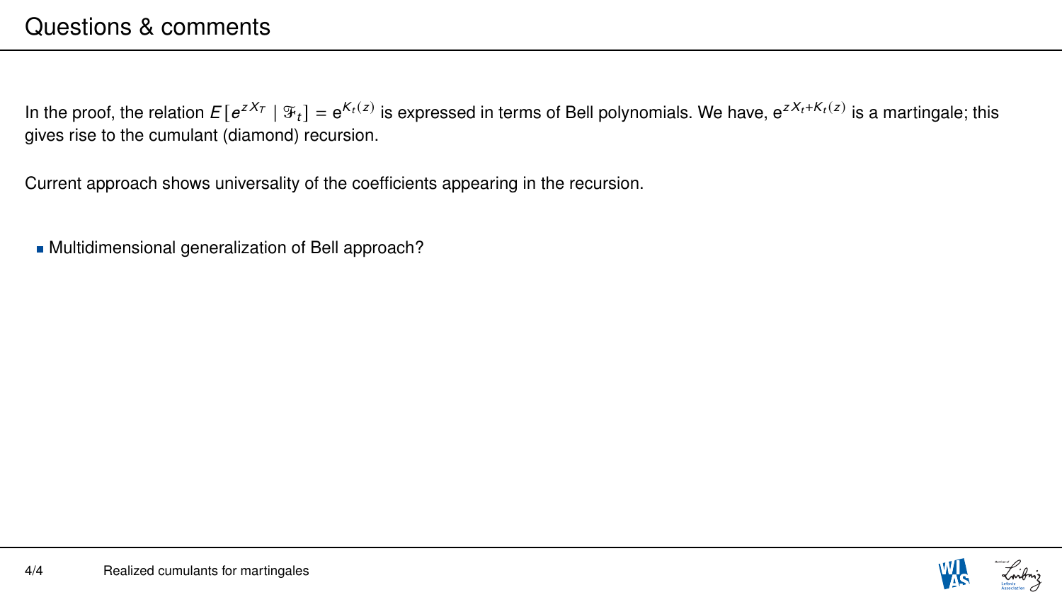# Questions & comments

In the proof, the relation $E[e^{zX_T} \mid \mathcal{F}_t] = e^{K_t(z)}$ is expressed in terms of Bell polynomials. We have, $e^{zX_t + K_t(z)}$ is a martingale; this gives rise to the cumulant (diamond) recursion.

Current approach shows universality of the coefficients appearing in the recursion.

- Multidimensional generalization of Bell approach?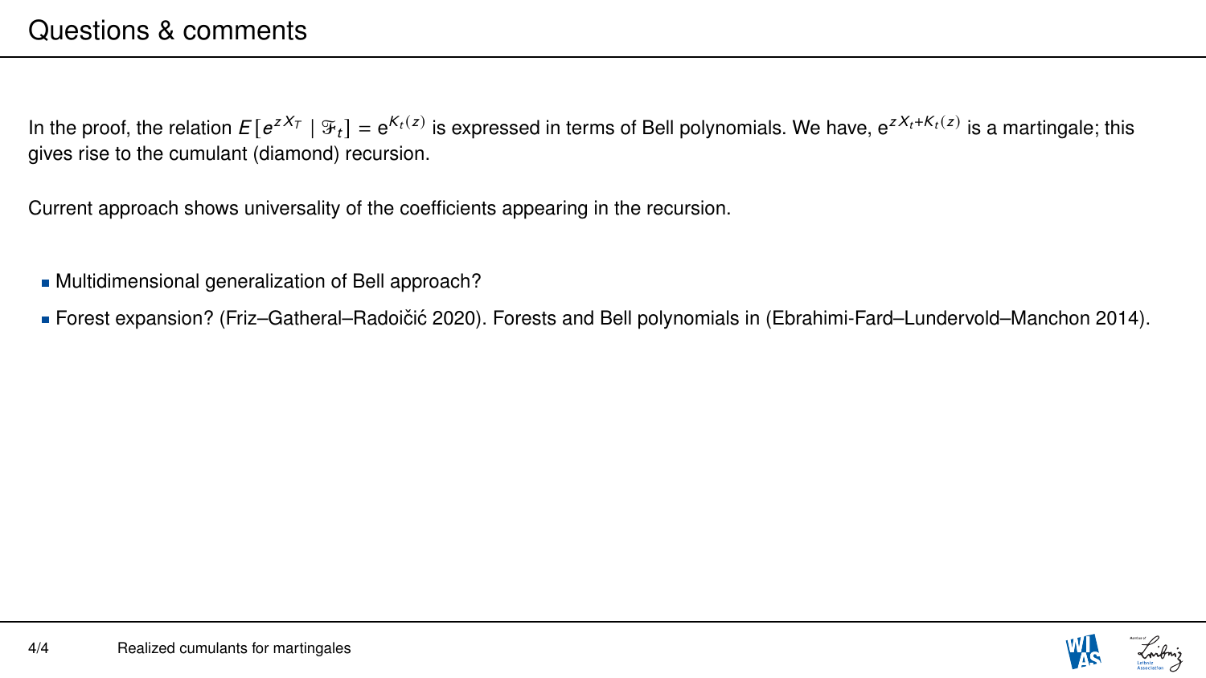# Questions & comments

In the proof, the relation $E[e^{zX_T} \mid \mathcal{F}_t] = \mathrm{e}^{K_t(z)}$ is expressed in terms of Bell polynomials. We have, $\mathrm{e}^{zX_t + K_t(z)}$ is a martingale; this gives rise to the cumulant (diamond) recursion.

Current approach shows universality of the coefficients appearing in the recursion.

- Multidimensional generalization of Bell approach?
- Forest expansion? (Friz–Gatheral–Radoičić 2020). Forests and Bell polynomials in (Ebrahimi-Fard–Lundervold–Manchon 2014).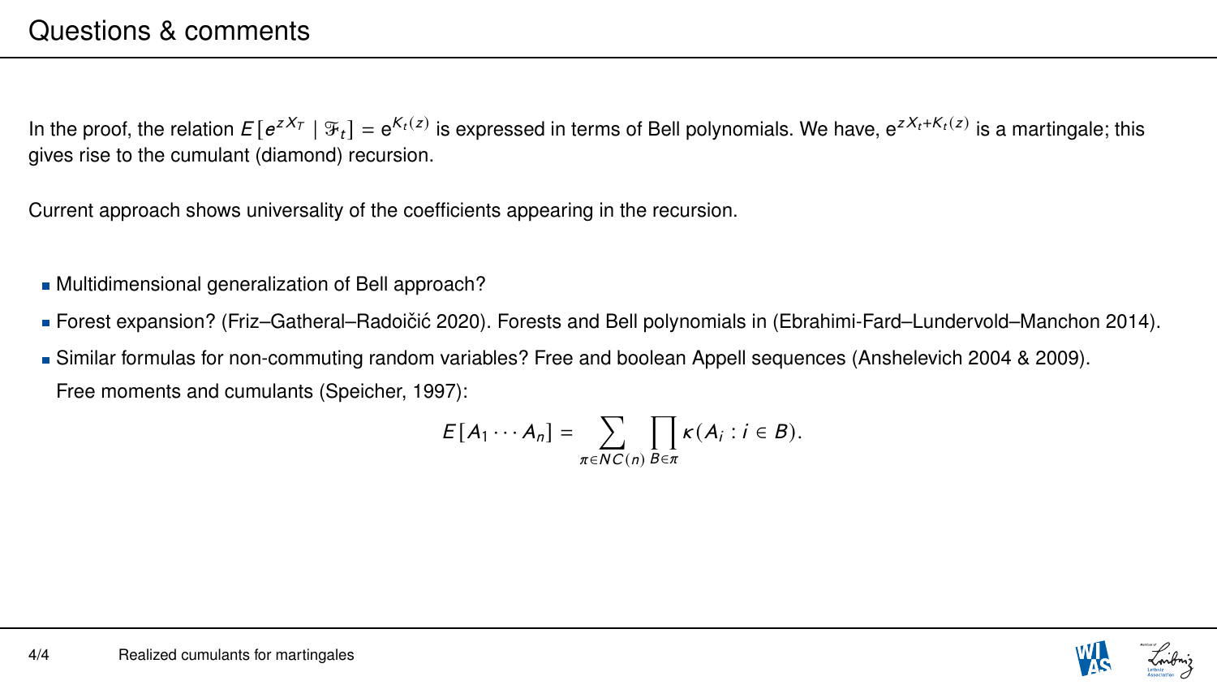# Questions & comments

In the proof, the relation $E[e^{zX_T} \mid \mathcal{F}_t] = e^{K_t(z)}$ is expressed in terms of Bell polynomials. We have, $e^{zX_t + K_t(z)}$ is a martingale; this gives rise to the cumulant (diamond) recursion.

Current approach shows universality of the coefficients appearing in the recursion.

- Multidimensional generalization of Bell approach?
- Forest expansion? (Friz–Gatheral–Radoičić 2020). Forests and Bell polynomials in (Ebrahimi-Fard–Lundervold–Manchon 2014).
- Similar formulas for non-commuting random variables? Free and boolean Appell sequences (Anshelevich 2004 & 2009).

  Free moments and cumulants (Speicher, 1997):

$$E[A_1 \cdots A_n] = \sum_{\pi \in NC(n)} \prod_{B \in \pi} \kappa(A_i : i \in B).$$